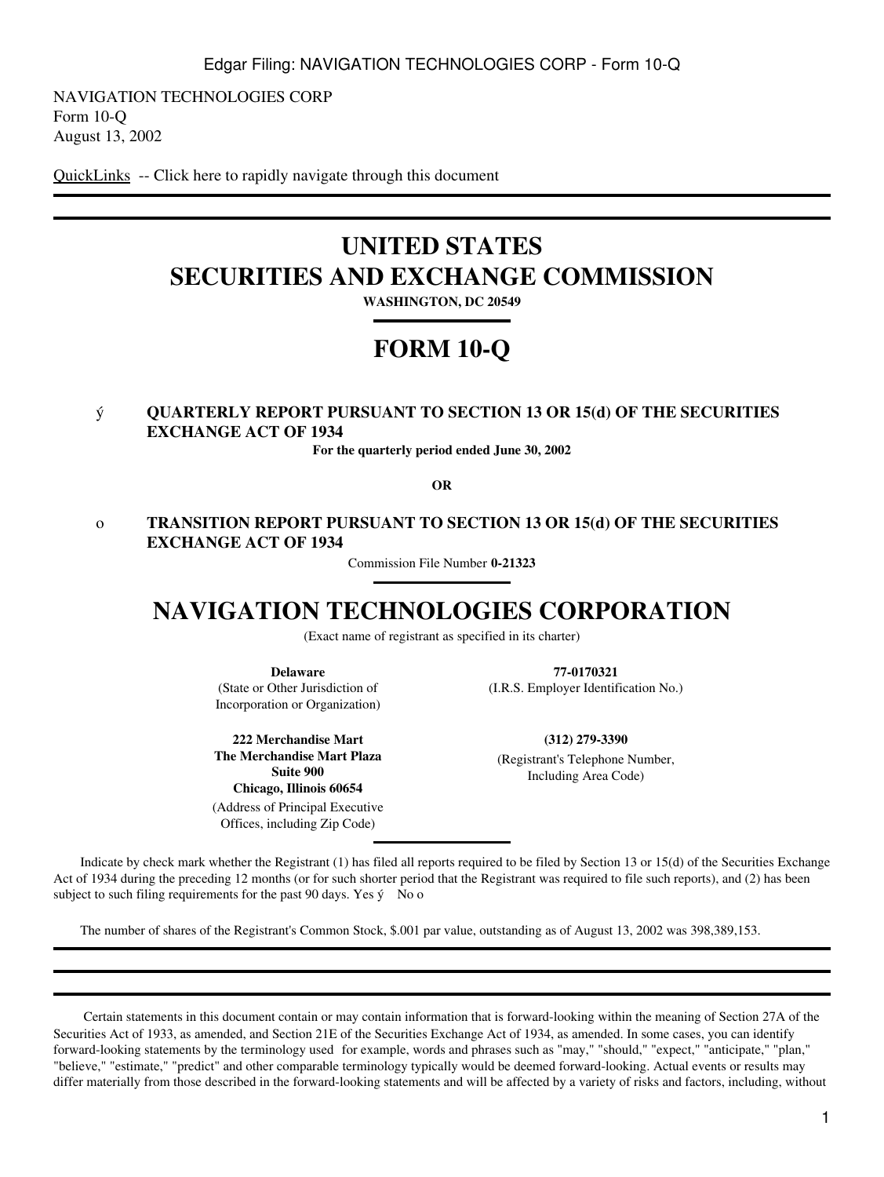NAVIGATION TECHNOLOGIES CORP
Form 10-Q
August 13, 2002

QuickLinks -- Click here to rapidly navigate through this document

---

# UNITED STATES
# SECURITIES AND EXCHANGE COMMISSION

**WASHINGTON, DC 20549**

# FORM 10-Q

ý **QUARTERLY REPORT PURSUANT TO SECTION 13 OR 15(d) OF THE SECURITIES EXCHANGE ACT OF 1934**

**For the quarterly period ended June 30, 2002**

**OR**

o **TRANSITION REPORT PURSUANT TO SECTION 13 OR 15(d) OF THE SECURITIES EXCHANGE ACT OF 1934**

Commission File Number **0-21323**

# NAVIGATION TECHNOLOGIES CORPORATION

(Exact name of registrant as specified in its charter)

| | |
|---|---|
| **Delaware**<br>(State or Other Jurisdiction of Incorporation or Organization) | **77-0170321**<br>(I.R.S. Employer Identification No.) |
| **222 Merchandise Mart**<br>**The Merchandise Mart Plaza**<br>**Suite 900**<br>**Chicago, Illinois 60654**<br>(Address of Principal Executive Offices, including Zip Code) | **(312) 279-3390**<br>(Registrant's Telephone Number, Including Area Code) |

Indicate by check mark whether the Registrant (1) has filed all reports required to be filed by Section 13 or 15(d) of the Securities Exchange Act of 1934 during the preceding 12 months (or for such shorter period that the Registrant was required to file such reports), and (2) has been subject to such filing requirements for the past 90 days. Yes ý No o

The number of shares of the Registrant's Common Stock, $.001 par value, outstanding as of August 13, 2002 was 398,389,153.

---

Certain statements in this document contain or may contain information that is forward-looking within the meaning of Section 27A of the Securities Act of 1933, as amended, and Section 21E of the Securities Exchange Act of 1934, as amended. In some cases, you can identify forward-looking statements by the terminology used for example, words and phrases such as "may," "should," "expect," "anticipate," "plan," "believe," "estimate," "predict" and other comparable terminology typically would be deemed forward-looking. Actual events or results may differ materially from those described in the forward-looking statements and will be affected by a variety of risks and factors, including, without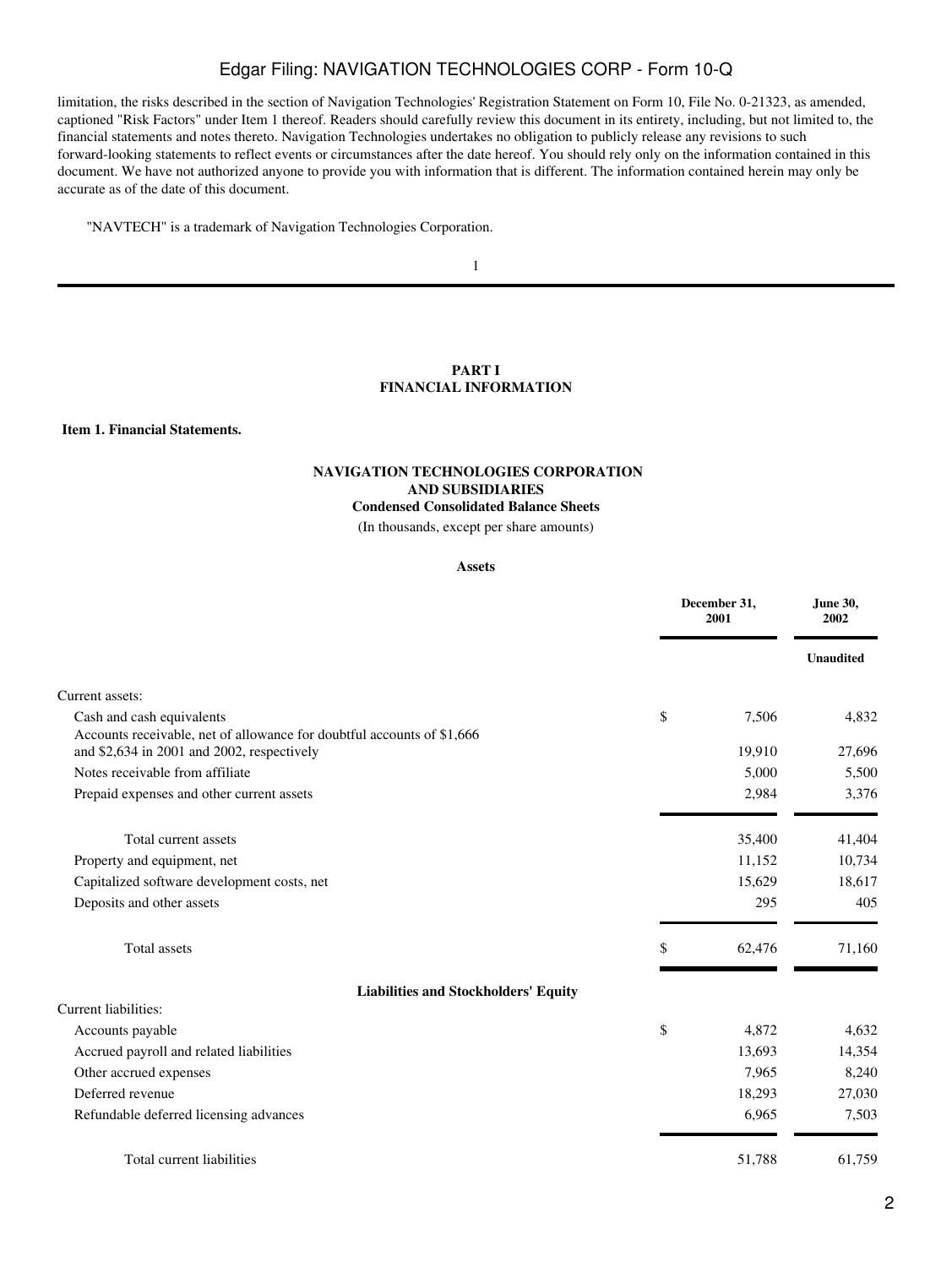limitation, the risks described in the section of Navigation Technologies' Registration Statement on Form 10, File No. 0-21323, as amended, captioned "Risk Factors" under Item 1 thereof. Readers should carefully review this document in its entirety, including, but not limited to, the financial statements and notes thereto. Navigation Technologies undertakes no obligation to publicly release any revisions to such forward-looking statements to reflect events or circumstances after the date hereof. You should rely only on the information contained in this document. We have not authorized anyone to provide you with information that is different. The information contained herein may only be accurate as of the date of this document.

"NAVTECH" is a trademark of Navigation Technologies Corporation.

## PART I
## FINANCIAL INFORMATION

### Item 1. Financial Statements.

**NAVIGATION TECHNOLOGIES CORPORATION AND SUBSIDIARIES**
**Condensed Consolidated Balance Sheets**
(In thousands, except per share amounts)

**Assets**

| | | December 31, 2001 | June 30, 2002 |
|---|---|---|---|
| | | | Unaudited |
| Current assets: | | | |
| Cash and cash equivalents | $ | 7,506 | 4,832 |
| Accounts receivable, net of allowance for doubtful accounts of $1,666 and $2,634 in 2001 and 2002, respectively | | 19,910 | 27,696 |
| Notes receivable from affiliate | | 5,000 | 5,500 |
| Prepaid expenses and other current assets | | 2,984 | 3,376 |
| Total current assets | | 35,400 | 41,404 |
| Property and equipment, net | | 11,152 | 10,734 |
| Capitalized software development costs, net | | 15,629 | 18,617 |
| Deposits and other assets | | 295 | 405 |
| Total assets | $ | 62,476 | 71,160 |

**Liabilities and Stockholders' Equity**

| | | December 31, 2001 | June 30, 2002 |
|---|---|---|---|
| Current liabilities: | | | |
| Accounts payable | $ | 4,872 | 4,632 |
| Accrued payroll and related liabilities | | 13,693 | 14,354 |
| Other accrued expenses | | 7,965 | 8,240 |
| Deferred revenue | | 18,293 | 27,030 |
| Refundable deferred licensing advances | | 6,965 | 7,503 |
| Total current liabilities | | 51,788 | 61,759 |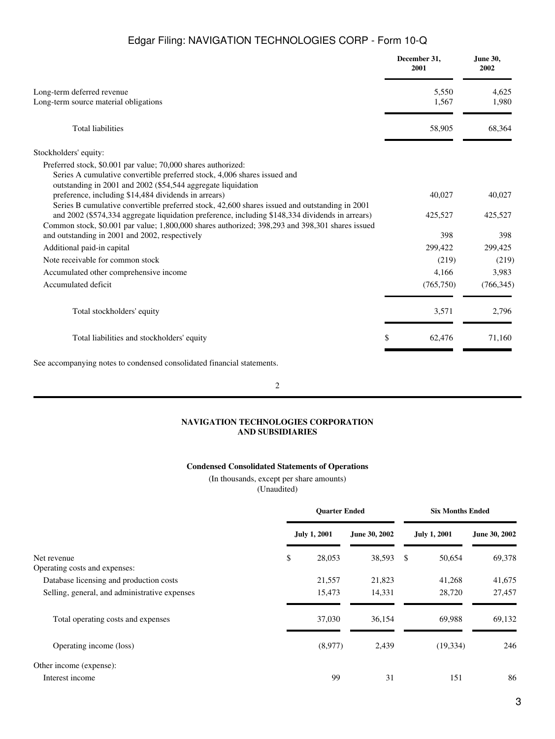| | December 31, 2001 | June 30, 2002 |
|---|---|---|
| Long-term deferred revenue | 5,550 | 4,625 |
| Long-term source material obligations | 1,567 | 1,980 |
| Total liabilities | 58,905 | 68,364 |
| Stockholders' equity: | | |
| Preferred stock, $0.001 par value; 70,000 shares authorized: | | |
| Series A cumulative convertible preferred stock, 4,006 shares issued and outstanding in 2001 and 2002 ($54,544 aggregate liquidation preference, including $14,484 dividends in arrears) | 40,027 | 40,027 |
| Series B cumulative convertible preferred stock, 42,600 shares issued and outstanding in 2001 and 2002 ($574,334 aggregate liquidation preference, including $148,334 dividends in arrears) | 425,527 | 425,527 |
| Common stock, $0.001 par value; 1,800,000 shares authorized; 398,293 and 398,301 shares issued and outstanding in 2001 and 2002, respectively | 398 | 398 |
| Additional paid-in capital | 299,422 | 299,425 |
| Note receivable for common stock | (219) | (219) |
| Accumulated other comprehensive income | 4,166 | 3,983 |
| Accumulated deficit | (765,750) | (766,345) |
| Total stockholders' equity | 3,571 | 2,796 |
| Total liabilities and stockholders' equity | $ 62,476 | 71,160 |

See accompanying notes to condensed consolidated financial statements.

**NAVIGATION TECHNOLOGIES CORPORATION AND SUBSIDIARIES**

**Condensed Consolidated Statements of Operations**

(In thousands, except per share amounts)
(Unaudited)

| | Quarter Ended | | Six Months Ended | |
|---|---|---|---|---|
| | July 1, 2001 | June 30, 2002 | July 1, 2001 | June 30, 2002 |
| Net revenue | $ 28,053 | 38,593 | $ 50,654 | 69,378 |
| Operating costs and expenses: | | | | |
| Database licensing and production costs | 21,557 | 21,823 | 41,268 | 41,675 |
| Selling, general, and administrative expenses | 15,473 | 14,331 | 28,720 | 27,457 |
| Total operating costs and expenses | 37,030 | 36,154 | 69,988 | 69,132 |
| Operating income (loss) | (8,977) | 2,439 | (19,334) | 246 |
| Other income (expense): | | | | |
| Interest income | 99 | 31 | 151 | 86 |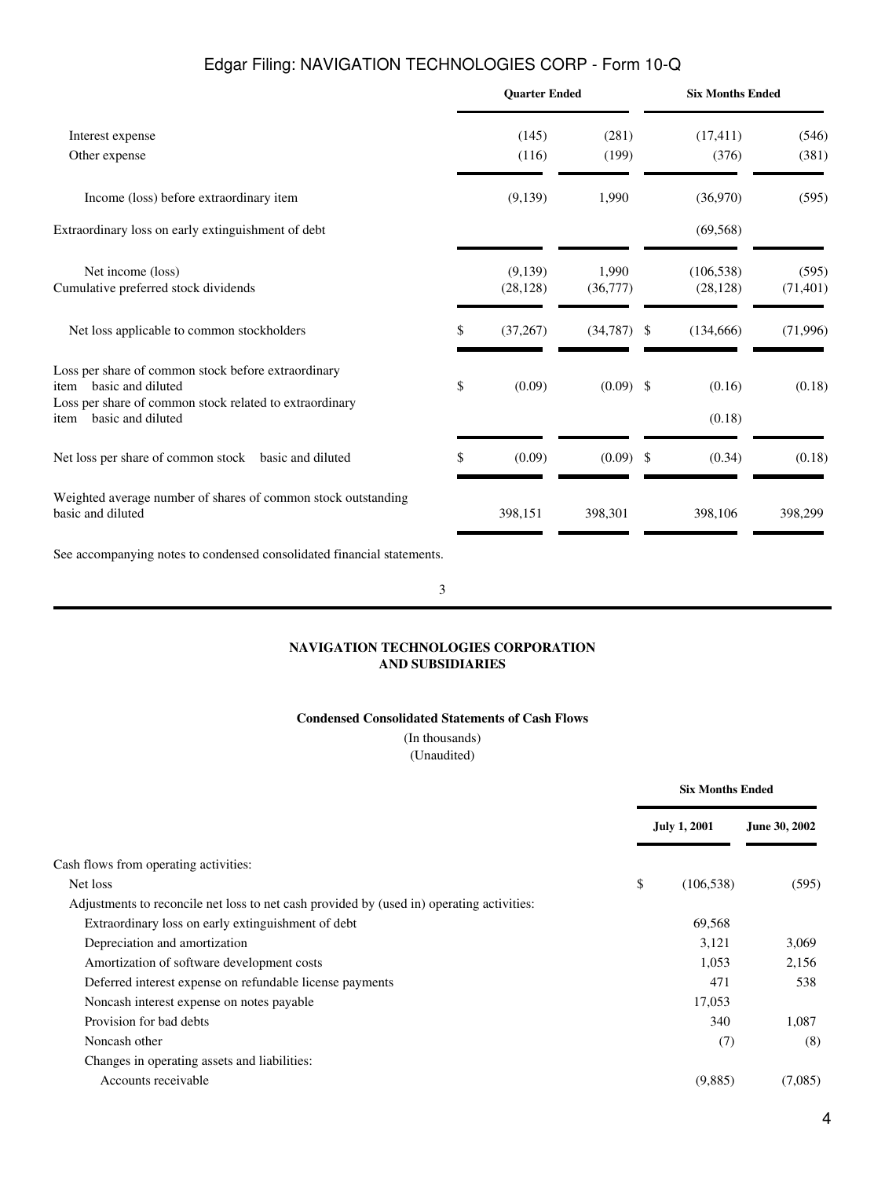| | Quarter Ended | | Six Months Ended | |
|---|---|---|---|---|
| Interest expense | (145) | (281) | (17,411) | (546) |
| Other expense | (116) | (199) | (376) | (381) |
| Income (loss) before extraordinary item | (9,139) | 1,990 | (36,970) | (595) |
| Extraordinary loss on early extinguishment of debt | | | (69,568) | |
| Net income (loss) | (9,139) | 1,990 | (106,538) | (595) |
| Cumulative preferred stock dividends | (28,128) | (36,777) | (28,128) | (71,401) |
| Net loss applicable to common stockholders | $ (37,267) | (34,787) | $ (134,666) | (71,996) |
| Loss per share of common stock before extraordinary item basic and diluted | $ (0.09) | (0.09) | $ (0.16) | (0.18) |
| Loss per share of common stock related to extraordinary item basic and diluted | | | (0.18) | |
| Net loss per share of common stock basic and diluted | $ (0.09) | (0.09) | $ (0.34) | (0.18) |
| Weighted average number of shares of common stock outstanding basic and diluted | 398,151 | 398,301 | 398,106 | 398,299 |

See accompanying notes to condensed consolidated financial statements.

**NAVIGATION TECHNOLOGIES CORPORATION AND SUBSIDIARIES**

**Condensed Consolidated Statements of Cash Flows**

(In thousands)
(Unaudited)

| | Six Months Ended | |
|---|---|---|
| | July 1, 2001 | June 30, 2002 |
| Cash flows from operating activities: | | |
| Net loss | $ (106,538) | (595) |
| Adjustments to reconcile net loss to net cash provided by (used in) operating activities: | | |
| Extraordinary loss on early extinguishment of debt | 69,568 | |
| Depreciation and amortization | 3,121 | 3,069 |
| Amortization of software development costs | 1,053 | 2,156 |
| Deferred interest expense on refundable license payments | 471 | 538 |
| Noncash interest expense on notes payable | 17,053 | |
| Provision for bad debts | 340 | 1,087 |
| Noncash other | (7) | (8) |
| Changes in operating assets and liabilities: | | |
| Accounts receivable | (9,885) | (7,085) |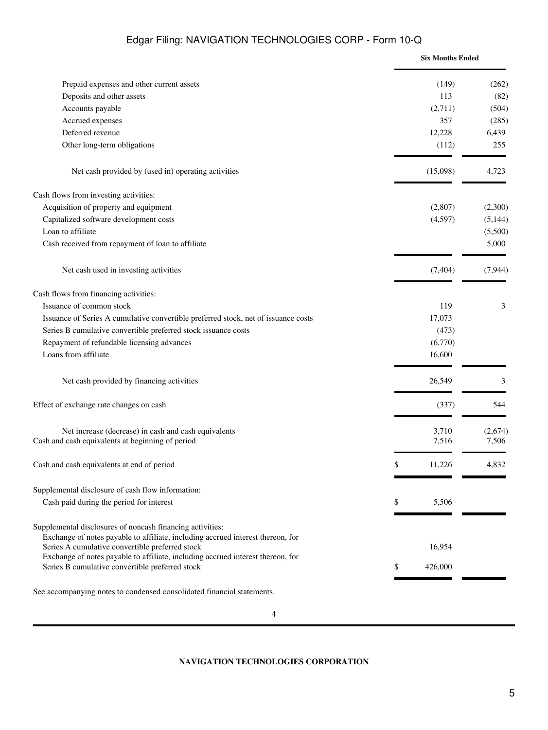| | Six Months Ended | |
|---|---|---|
| Prepaid expenses and other current assets | (149) | (262) |
| Deposits and other assets | 113 | (82) |
| Accounts payable | (2,711) | (504) |
| Accrued expenses | 357 | (285) |
| Deferred revenue | 12,228 | 6,439 |
| Other long-term obligations | (112) | 255 |
| Net cash provided by (used in) operating activities | (15,098) | 4,723 |
| Cash flows from investing activities: | | |
| Acquisition of property and equipment | (2,807) | (2,300) |
| Capitalized software development costs | (4,597) | (5,144) |
| Loan to affiliate | | (5,500) |
| Cash received from repayment of loan to affiliate | | 5,000 |
| Net cash used in investing activities | (7,404) | (7,944) |
| Cash flows from financing activities: | | |
| Issuance of common stock | 119 | 3 |
| Issuance of Series A cumulative convertible preferred stock, net of issuance costs | 17,073 | |
| Series B cumulative convertible preferred stock issuance costs | (473) | |
| Repayment of refundable licensing advances | (6,770) | |
| Loans from affiliate | 16,600 | |
| Net cash provided by financing activities | 26,549 | 3 |
| Effect of exchange rate changes on cash | (337) | 544 |
| Net increase (decrease) in cash and cash equivalents | 3,710 | (2,674) |
| Cash and cash equivalents at beginning of period | 7,516 | 7,506 |
| Cash and cash equivalents at end of period | $ 11,226 | 4,832 |
| Supplemental disclosure of cash flow information: | | |
| Cash paid during the period for interest | $ 5,506 | |
| Supplemental disclosures of noncash financing activities: | | |
| Exchange of notes payable to affiliate, including accrued interest thereon, for Series A cumulative convertible preferred stock | 16,954 | |
| Exchange of notes payable to affiliate, including accrued interest thereon, for Series B cumulative convertible preferred stock | $ 426,000 | |

See accompanying notes to condensed consolidated financial statements.

**NAVIGATION TECHNOLOGIES CORPORATION**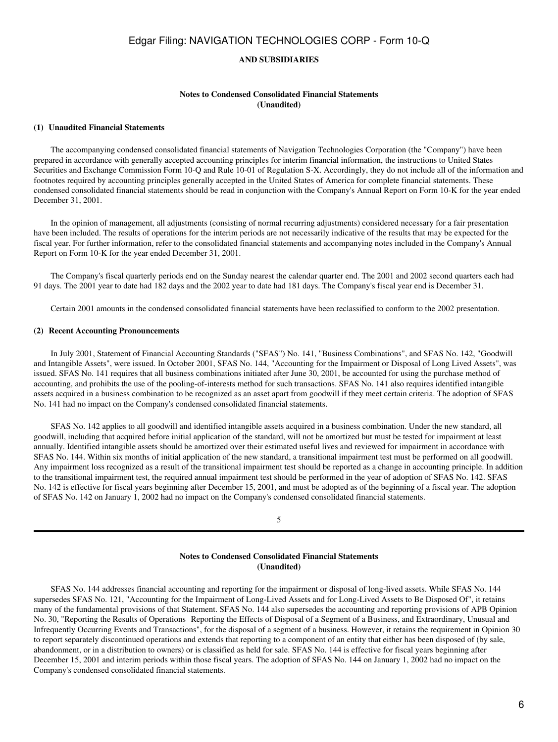**AND SUBSIDIARIES**

**Notes to Condensed Consolidated Financial Statements**
**(Unaudited)**

**(1) Unaudited Financial Statements**

The accompanying condensed consolidated financial statements of Navigation Technologies Corporation (the "Company") have been prepared in accordance with generally accepted accounting principles for interim financial information, the instructions to United States Securities and Exchange Commission Form 10-Q and Rule 10-01 of Regulation S-X. Accordingly, they do not include all of the information and footnotes required by accounting principles generally accepted in the United States of America for complete financial statements. These condensed consolidated financial statements should be read in conjunction with the Company's Annual Report on Form 10-K for the year ended December 31, 2001.

In the opinion of management, all adjustments (consisting of normal recurring adjustments) considered necessary for a fair presentation have been included. The results of operations for the interim periods are not necessarily indicative of the results that may be expected for the fiscal year. For further information, refer to the consolidated financial statements and accompanying notes included in the Company's Annual Report on Form 10-K for the year ended December 31, 2001.

The Company's fiscal quarterly periods end on the Sunday nearest the calendar quarter end. The 2001 and 2002 second quarters each had 91 days. The 2001 year to date had 182 days and the 2002 year to date had 181 days. The Company's fiscal year end is December 31.

Certain 2001 amounts in the condensed consolidated financial statements have been reclassified to conform to the 2002 presentation.

**(2) Recent Accounting Pronouncements**

In July 2001, Statement of Financial Accounting Standards ("SFAS") No. 141, "Business Combinations", and SFAS No. 142, "Goodwill and Intangible Assets", were issued. In October 2001, SFAS No. 144, "Accounting for the Impairment or Disposal of Long Lived Assets", was issued. SFAS No. 141 requires that all business combinations initiated after June 30, 2001, be accounted for using the purchase method of accounting, and prohibits the use of the pooling-of-interests method for such transactions. SFAS No. 141 also requires identified intangible assets acquired in a business combination to be recognized as an asset apart from goodwill if they meet certain criteria. The adoption of SFAS No. 141 had no impact on the Company's condensed consolidated financial statements.

SFAS No. 142 applies to all goodwill and identified intangible assets acquired in a business combination. Under the new standard, all goodwill, including that acquired before initial application of the standard, will not be amortized but must be tested for impairment at least annually. Identified intangible assets should be amortized over their estimated useful lives and reviewed for impairment in accordance with SFAS No. 144. Within six months of initial application of the new standard, a transitional impairment test must be performed on all goodwill. Any impairment loss recognized as a result of the transitional impairment test should be reported as a change in accounting principle. In addition to the transitional impairment test, the required annual impairment test should be performed in the year of adoption of SFAS No. 142. SFAS No. 142 is effective for fiscal years beginning after December 15, 2001, and must be adopted as of the beginning of a fiscal year. The adoption of SFAS No. 142 on January 1, 2002 had no impact on the Company's condensed consolidated financial statements.

**Notes to Condensed Consolidated Financial Statements**
**(Unaudited)**

SFAS No. 144 addresses financial accounting and reporting for the impairment or disposal of long-lived assets. While SFAS No. 144 supersedes SFAS No. 121, "Accounting for the Impairment of Long-Lived Assets and for Long-Lived Assets to Be Disposed Of", it retains many of the fundamental provisions of that Statement. SFAS No. 144 also supersedes the accounting and reporting provisions of APB Opinion No. 30, "Reporting the Results of Operations Reporting the Effects of Disposal of a Segment of a Business, and Extraordinary, Unusual and Infrequently Occurring Events and Transactions", for the disposal of a segment of a business. However, it retains the requirement in Opinion 30 to report separately discontinued operations and extends that reporting to a component of an entity that either has been disposed of (by sale, abandonment, or in a distribution to owners) or is classified as held for sale. SFAS No. 144 is effective for fiscal years beginning after December 15, 2001 and interim periods within those fiscal years. The adoption of SFAS No. 144 on January 1, 2002 had no impact on the Company's condensed consolidated financial statements.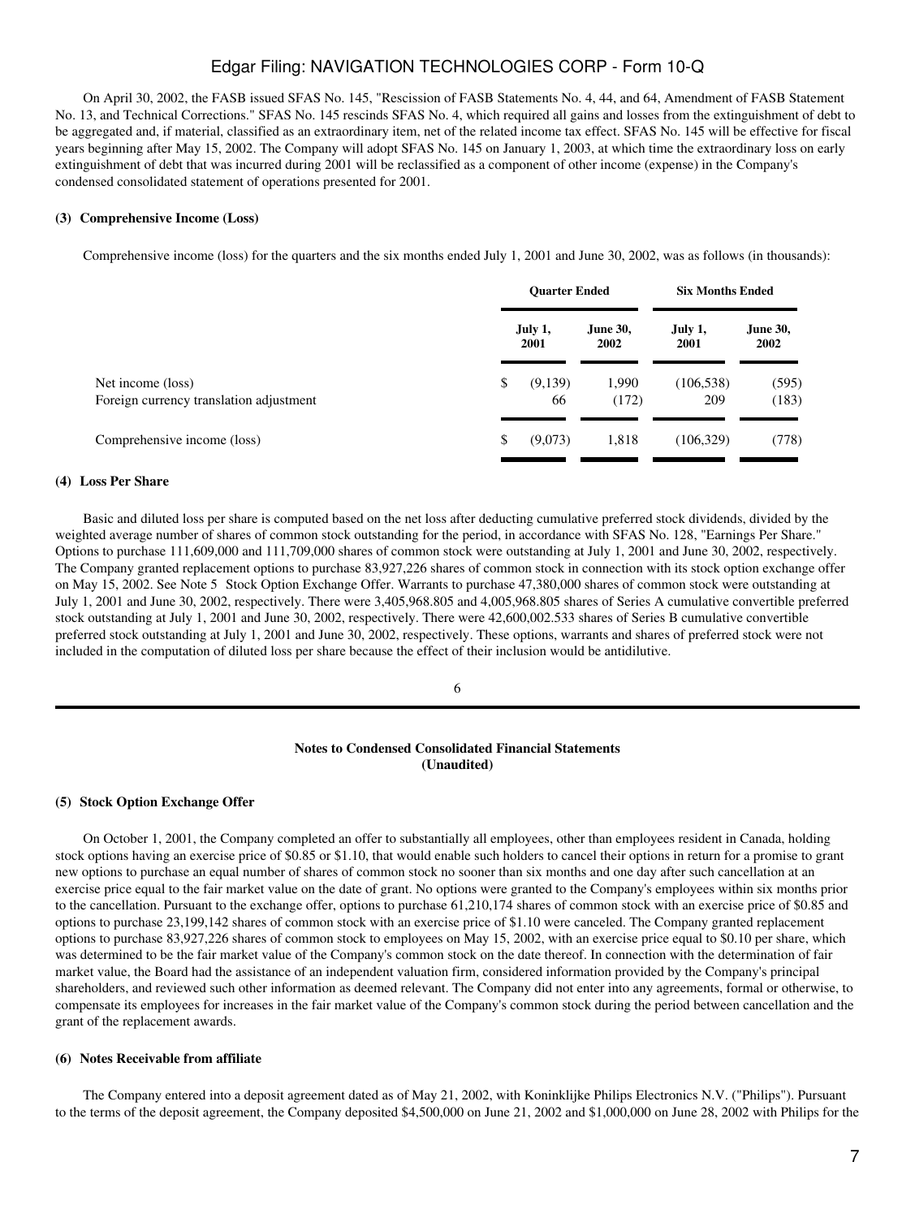On April 30, 2002, the FASB issued SFAS No. 145, "Rescission of FASB Statements No. 4, 44, and 64, Amendment of FASB Statement No. 13, and Technical Corrections." SFAS No. 145 rescinds SFAS No. 4, which required all gains and losses from the extinguishment of debt to be aggregated and, if material, classified as an extraordinary item, net of the related income tax effect. SFAS No. 145 will be effective for fiscal years beginning after May 15, 2002. The Company will adopt SFAS No. 145 on January 1, 2003, at which time the extraordinary loss on early extinguishment of debt that was incurred during 2001 will be reclassified as a component of other income (expense) in the Company's condensed consolidated statement of operations presented for 2001.

### (3) Comprehensive Income (Loss)

Comprehensive income (loss) for the quarters and the six months ended July 1, 2001 and June 30, 2002, was as follows (in thousands):

| | Quarter Ended | | Six Months Ended | |
|---|---|---|---|---|
| | July 1, 2001 | June 30, 2002 | July 1, 2001 | June 30, 2002 |
| Net income (loss) | $ (9,139) | 1,990 | (106,538) | (595) |
| Foreign currency translation adjustment | 66 | (172) | 209 | (183) |
| Comprehensive income (loss) | $ (9,073) | 1,818 | (106,329) | (778) |

### (4) Loss Per Share

Basic and diluted loss per share is computed based on the net loss after deducting cumulative preferred stock dividends, divided by the weighted average number of shares of common stock outstanding for the period, in accordance with SFAS No. 128, "Earnings Per Share." Options to purchase 111,609,000 and 111,709,000 shares of common stock were outstanding at July 1, 2001 and June 30, 2002, respectively. The Company granted replacement options to purchase 83,927,226 shares of common stock in connection with its stock option exchange offer on May 15, 2002. See Note 5 Stock Option Exchange Offer. Warrants to purchase 47,380,000 shares of common stock were outstanding at July 1, 2001 and June 30, 2002, respectively. There were 3,405,968.805 and 4,005,968.805 shares of Series A cumulative convertible preferred stock outstanding at July 1, 2001 and June 30, 2002, respectively. There were 42,600,002.533 shares of Series B cumulative convertible preferred stock outstanding at July 1, 2001 and June 30, 2002, respectively. These options, warrants and shares of preferred stock were not included in the computation of diluted loss per share because the effect of their inclusion would be antidilutive.

## Notes to Condensed Consolidated Financial Statements
## (Unaudited)

### (5) Stock Option Exchange Offer

On October 1, 2001, the Company completed an offer to substantially all employees, other than employees resident in Canada, holding stock options having an exercise price of $0.85 or $1.10, that would enable such holders to cancel their options in return for a promise to grant new options to purchase an equal number of shares of common stock no sooner than six months and one day after such cancellation at an exercise price equal to the fair market value on the date of grant. No options were granted to the Company's employees within six months prior to the cancellation. Pursuant to the exchange offer, options to purchase 61,210,174 shares of common stock with an exercise price of $0.85 and options to purchase 23,199,142 shares of common stock with an exercise price of $1.10 were canceled. The Company granted replacement options to purchase 83,927,226 shares of common stock to employees on May 15, 2002, with an exercise price equal to $0.10 per share, which was determined to be the fair market value of the Company's common stock on the date thereof. In connection with the determination of fair market value, the Board had the assistance of an independent valuation firm, considered information provided by the Company's principal shareholders, and reviewed such other information as deemed relevant. The Company did not enter into any agreements, formal or otherwise, to compensate its employees for increases in the fair market value of the Company's common stock during the period between cancellation and the grant of the replacement awards.

### (6) Notes Receivable from affiliate

The Company entered into a deposit agreement dated as of May 21, 2002, with Koninklijke Philips Electronics N.V. ("Philips"). Pursuant to the terms of the deposit agreement, the Company deposited $4,500,000 on June 21, 2002 and $1,000,000 on June 28, 2002 with Philips for the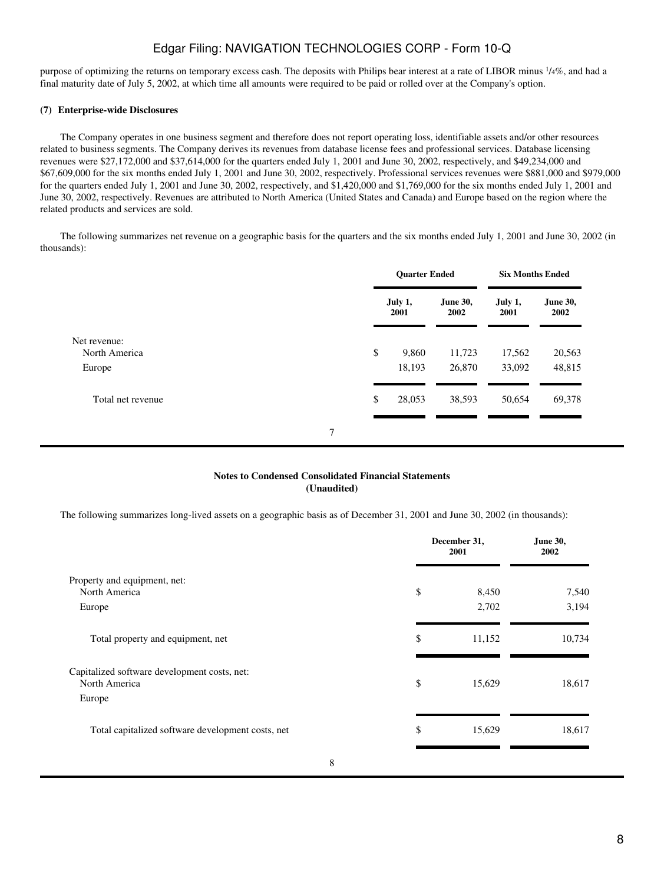purpose of optimizing the returns on temporary excess cash. The deposits with Philips bear interest at a rate of LIBOR minus 1/4%, and had a final maturity date of July 5, 2002, at which time all amounts were required to be paid or rolled over at the Company's option.

**(7) Enterprise-wide Disclosures**

The Company operates in one business segment and therefore does not report operating loss, identifiable assets and/or other resources related to business segments. The Company derives its revenues from database license fees and professional services. Database licensing revenues were $27,172,000 and $37,614,000 for the quarters ended July 1, 2001 and June 30, 2002, respectively, and $49,234,000 and $67,609,000 for the six months ended July 1, 2001 and June 30, 2002, respectively. Professional services revenues were $881,000 and $979,000 for the quarters ended July 1, 2001 and June 30, 2002, respectively, and $1,420,000 and $1,769,000 for the six months ended July 1, 2001 and June 30, 2002, respectively. Revenues are attributed to North America (United States and Canada) and Europe based on the region where the related products and services are sold.

The following summarizes net revenue on a geographic basis for the quarters and the six months ended July 1, 2001 and June 30, 2002 (in thousands):

| | Quarter Ended | | Six Months Ended | |
|---|---|---|---|---|
| | July 1, 2001 | June 30, 2002 | July 1, 2001 | June 30, 2002 |
| Net revenue: | | | | |
| North America | $ 9,860 | 11,723 | 17,562 | 20,563 |
| Europe | 18,193 | 26,870 | 33,092 | 48,815 |
| Total net revenue | $ 28,053 | 38,593 | 50,654 | 69,378 |

**Notes to Condensed Consolidated Financial Statements**
**(Unaudited)**

The following summarizes long-lived assets on a geographic basis as of December 31, 2001 and June 30, 2002 (in thousands):

| | December 31, 2001 | June 30, 2002 |
|---|---|---|
| Property and equipment, net: | | |
| North America | $ 8,450 | 7,540 |
| Europe | 2,702 | 3,194 |
| Total property and equipment, net | $ 11,152 | 10,734 |
| Capitalized software development costs, net: | | |
| North America | $ 15,629 | 18,617 |
| Europe | | |
| Total capitalized software development costs, net | $ 15,629 | 18,617 |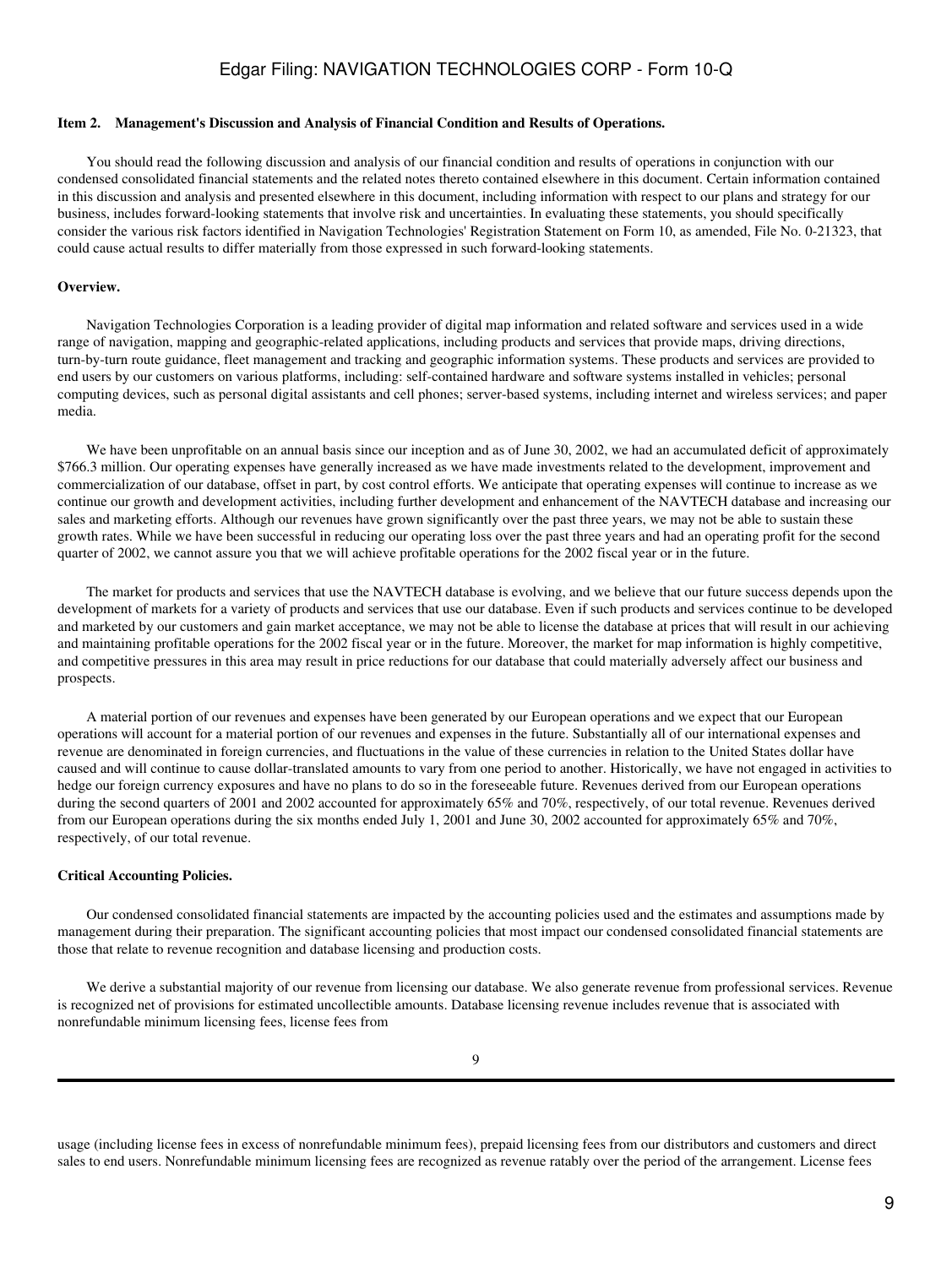**Item 2. Management's Discussion and Analysis of Financial Condition and Results of Operations.**

You should read the following discussion and analysis of our financial condition and results of operations in conjunction with our condensed consolidated financial statements and the related notes thereto contained elsewhere in this document. Certain information contained in this discussion and analysis and presented elsewhere in this document, including information with respect to our plans and strategy for our business, includes forward-looking statements that involve risk and uncertainties. In evaluating these statements, you should specifically consider the various risk factors identified in Navigation Technologies' Registration Statement on Form 10, as amended, File No. 0-21323, that could cause actual results to differ materially from those expressed in such forward-looking statements.

**Overview.**

Navigation Technologies Corporation is a leading provider of digital map information and related software and services used in a wide range of navigation, mapping and geographic-related applications, including products and services that provide maps, driving directions, turn-by-turn route guidance, fleet management and tracking and geographic information systems. These products and services are provided to end users by our customers on various platforms, including: self-contained hardware and software systems installed in vehicles; personal computing devices, such as personal digital assistants and cell phones; server-based systems, including internet and wireless services; and paper media.

We have been unprofitable on an annual basis since our inception and as of June 30, 2002, we had an accumulated deficit of approximately $766.3 million. Our operating expenses have generally increased as we have made investments related to the development, improvement and commercialization of our database, offset in part, by cost control efforts. We anticipate that operating expenses will continue to increase as we continue our growth and development activities, including further development and enhancement of the NAVTECH database and increasing our sales and marketing efforts. Although our revenues have grown significantly over the past three years, we may not be able to sustain these growth rates. While we have been successful in reducing our operating loss over the past three years and had an operating profit for the second quarter of 2002, we cannot assure you that we will achieve profitable operations for the 2002 fiscal year or in the future.

The market for products and services that use the NAVTECH database is evolving, and we believe that our future success depends upon the development of markets for a variety of products and services that use our database. Even if such products and services continue to be developed and marketed by our customers and gain market acceptance, we may not be able to license the database at prices that will result in our achieving and maintaining profitable operations for the 2002 fiscal year or in the future. Moreover, the market for map information is highly competitive, and competitive pressures in this area may result in price reductions for our database that could materially adversely affect our business and prospects.

A material portion of our revenues and expenses have been generated by our European operations and we expect that our European operations will account for a material portion of our revenues and expenses in the future. Substantially all of our international expenses and revenue are denominated in foreign currencies, and fluctuations in the value of these currencies in relation to the United States dollar have caused and will continue to cause dollar-translated amounts to vary from one period to another. Historically, we have not engaged in activities to hedge our foreign currency exposures and have no plans to do so in the foreseeable future. Revenues derived from our European operations during the second quarters of 2001 and 2002 accounted for approximately 65% and 70%, respectively, of our total revenue. Revenues derived from our European operations during the six months ended July 1, 2001 and June 30, 2002 accounted for approximately 65% and 70%, respectively, of our total revenue.

**Critical Accounting Policies.**

Our condensed consolidated financial statements are impacted by the accounting policies used and the estimates and assumptions made by management during their preparation. The significant accounting policies that most impact our condensed consolidated financial statements are those that relate to revenue recognition and database licensing and production costs.

We derive a substantial majority of our revenue from licensing our database. We also generate revenue from professional services. Revenue is recognized net of provisions for estimated uncollectible amounts. Database licensing revenue includes revenue that is associated with nonrefundable minimum licensing fees, license fees from usage (including license fees in excess of nonrefundable minimum fees), prepaid licensing fees from our distributors and customers and direct sales to end users. Nonrefundable minimum licensing fees are recognized as revenue ratably over the period of the arrangement. License fees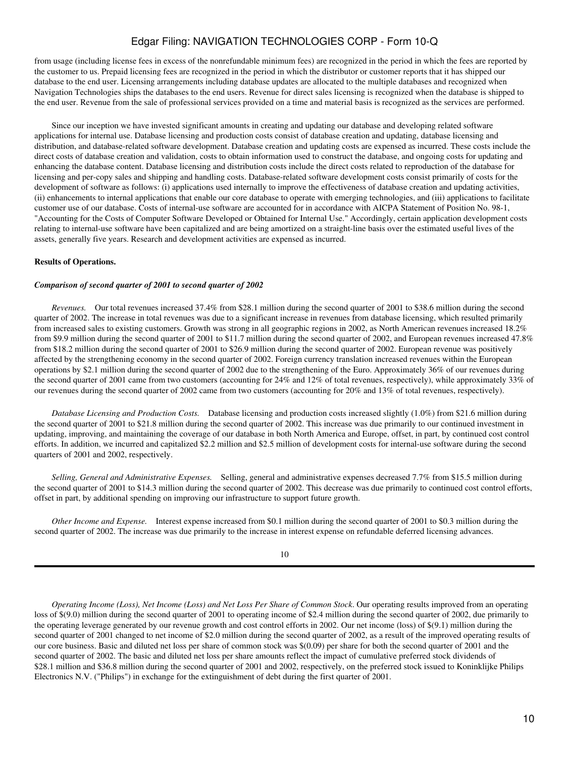from usage (including license fees in excess of the nonrefundable minimum fees) are recognized in the period in which the fees are reported by the customer to us. Prepaid licensing fees are recognized in the period in which the distributor or customer reports that it has shipped our database to the end user. Licensing arrangements including database updates are allocated to the multiple databases and recognized when Navigation Technologies ships the databases to the end users. Revenue for direct sales licensing is recognized when the database is shipped to the end user. Revenue from the sale of professional services provided on a time and material basis is recognized as the services are performed.

Since our inception we have invested significant amounts in creating and updating our database and developing related software applications for internal use. Database licensing and production costs consist of database creation and updating, database licensing and distribution, and database-related software development. Database creation and updating costs are expensed as incurred. These costs include the direct costs of database creation and validation, costs to obtain information used to construct the database, and ongoing costs for updating and enhancing the database content. Database licensing and distribution costs include the direct costs related to reproduction of the database for licensing and per-copy sales and shipping and handling costs. Database-related software development costs consist primarily of costs for the development of software as follows: (i) applications used internally to improve the effectiveness of database creation and updating activities, (ii) enhancements to internal applications that enable our core database to operate with emerging technologies, and (iii) applications to facilitate customer use of our database. Costs of internal-use software are accounted for in accordance with AICPA Statement of Position No. 98-1, "Accounting for the Costs of Computer Software Developed or Obtained for Internal Use." Accordingly, certain application development costs relating to internal-use software have been capitalized and are being amortized on a straight-line basis over the estimated useful lives of the assets, generally five years. Research and development activities are expensed as incurred.

**Results of Operations.**

***Comparison of second quarter of 2001 to second quarter of 2002***

*Revenues.* Our total revenues increased 37.4% from $28.1 million during the second quarter of 2001 to $38.6 million during the second quarter of 2002. The increase in total revenues was due to a significant increase in revenues from database licensing, which resulted primarily from increased sales to existing customers. Growth was strong in all geographic regions in 2002, as North American revenues increased 18.2% from $9.9 million during the second quarter of 2001 to $11.7 million during the second quarter of 2002, and European revenues increased 47.8% from $18.2 million during the second quarter of 2001 to $26.9 million during the second quarter of 2002. European revenue was positively affected by the strengthening economy in the second quarter of 2002. Foreign currency translation increased revenues within the European operations by $2.1 million during the second quarter of 2002 due to the strengthening of the Euro. Approximately 36% of our revenues during the second quarter of 2001 came from two customers (accounting for 24% and 12% of total revenues, respectively), while approximately 33% of our revenues during the second quarter of 2002 came from two customers (accounting for 20% and 13% of total revenues, respectively).

*Database Licensing and Production Costs.* Database licensing and production costs increased slightly (1.0%) from $21.6 million during the second quarter of 2001 to $21.8 million during the second quarter of 2002. This increase was due primarily to our continued investment in updating, improving, and maintaining the coverage of our database in both North America and Europe, offset, in part, by continued cost control efforts. In addition, we incurred and capitalized $2.2 million and $2.5 million of development costs for internal-use software during the second quarters of 2001 and 2002, respectively.

*Selling, General and Administrative Expenses.* Selling, general and administrative expenses decreased 7.7% from $15.5 million during the second quarter of 2001 to $14.3 million during the second quarter of 2002. This decrease was due primarily to continued cost control efforts, offset in part, by additional spending on improving our infrastructure to support future growth.

*Other Income and Expense.* Interest expense increased from $0.1 million during the second quarter of 2001 to $0.3 million during the second quarter of 2002. The increase was due primarily to the increase in interest expense on refundable deferred licensing advances.

*Operating Income (Loss), Net Income (Loss) and Net Loss Per Share of Common Stock.* Our operating results improved from an operating loss of $(9.0) million during the second quarter of 2001 to operating income of $2.4 million during the second quarter of 2002, due primarily to the operating leverage generated by our revenue growth and cost control efforts in 2002. Our net income (loss) of $(9.1) million during the second quarter of 2001 changed to net income of $2.0 million during the second quarter of 2002, as a result of the improved operating results of our core business. Basic and diluted net loss per share of common stock was $(0.09) per share for both the second quarter of 2001 and the second quarter of 2002. The basic and diluted net loss per share amounts reflect the impact of cumulative preferred stock dividends of $28.1 million and $36.8 million during the second quarter of 2001 and 2002, respectively, on the preferred stock issued to Koninklijke Philips Electronics N.V. ("Philips") in exchange for the extinguishment of debt during the first quarter of 2001.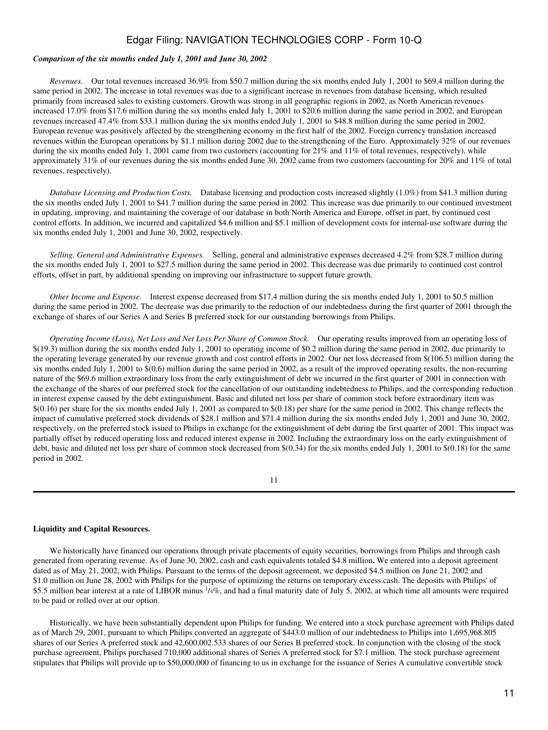*Comparison of the six months ended July 1, 2001 and June 30, 2002*

*Revenues.* Our total revenues increased 36.9% from $50.7 million during the six months ended July 1, 2001 to $69.4 million during the same period in 2002. The increase in total revenues was due to a significant increase in revenues from database licensing, which resulted primarily from increased sales to existing customers. Growth was strong in all geographic regions in 2002, as North American revenues increased 17.0% from $17.6 million during the six months ended July 1, 2001 to $20.6 million during the same period in 2002, and European revenues increased 47.4% from $33.1 million during the six months ended July 1, 2001 to $48.8 million during the same period in 2002. European revenue was positively affected by the strengthening economy in the first half of the 2002. Foreign currency translation increased revenues within the European operations by $1.1 million during 2002 due to the strengthening of the Euro. Approximately 32% of our revenues during the six months ended July 1, 2001 came from two customers (accounting for 21% and 11% of total revenues, respectively), while approximately 31% of our revenues during the six months ended June 30, 2002 came from two customers (accounting for 20% and 11% of total revenues, respectively).

*Database Licensing and Production Costs.* Database licensing and production costs increased slightly (1.0%) from $41.3 million during the six months ended July 1, 2001 to $41.7 million during the same period in 2002. This increase was due primarily to our continued investment in updating, improving, and maintaining the coverage of our database in both North America and Europe, offset in part, by continued cost control efforts. In addition, we incurred and capitalized $4.6 million and $5.1 million of development costs for internal-use software during the six months ended July 1, 2001 and June 30, 2002, respectively.

*Selling, General and Administrative Expenses.* Selling, general and administrative expenses decreased 4.2% from $28.7 million during the six months ended July 1, 2001 to $27.5 million during the same period in 2002. This decrease was due primarily to continued cost control efforts, offset in part, by additional spending on improving our infrastructure to support future growth.

*Other Income and Expense.* Interest expense decreased from $17.4 million during the six months ended July 1, 2001 to $0.5 million during the same period in 2002. The decrease was due primarily to the reduction of our indebtedness during the first quarter of 2001 through the exchange of shares of our Series A and Series B preferred stock for our outstanding borrowings from Philips.

*Operating Income (Loss), Net Loss and Net Loss Per Share of Common Stock.* Our operating results improved from an operating loss of $(19.3) million during the six months ended July 1, 2001 to operating income of $0.2 million during the same period in 2002, due primarily to the operating leverage generated by our revenue growth and cost control efforts in 2002. Our net loss decreased from $(106.5) million during the six months ended July 1, 2001 to $(0.6) million during the same period in 2002, as a result of the improved operating results, the non-recurring nature of the $69.6 million extraordinary loss from the early extinguishment of debt we incurred in the first quarter of 2001 in connection with the exchange of the shares of our preferred stock for the cancellation of our outstanding indebtedness to Philips, and the corresponding reduction in interest expense caused by the debt extinguishment. Basic and diluted net loss per share of common stock before extraordinary item was $(0.16) per share for the six months ended July 1, 2001 as compared to $(0.18) per share for the same period in 2002. This change reflects the impact of cumulative preferred stock dividends of $28.1 million and $71.4 million during the six months ended July 1, 2001 and June 30, 2002, respectively, on the preferred stock issued to Philips in exchange for the extinguishment of debt during the first quarter of 2001. This impact was partially offset by reduced operating loss and reduced interest expense in 2002. Including the extraordinary loss on the early extinguishment of debt, basic and diluted net loss per share of common stock decreased from $(0.34) for the six months ended July 1, 2001 to $(0.18) for the same period in 2002.

**Liquidity and Capital Resources.**

We historically have financed our operations through private placements of equity securities, borrowings from Philips and through cash generated from operating revenue. As of June 30, 2002, cash and cash equivalents totaled $4.8 million**.** We entered into a deposit agreement dated as of May 21, 2002, with Philips. Pursuant to the terms of the deposit agreement, we deposited $4.5 million on June 21, 2002 and $1.0 million on June 28, 2002 with Philips for the purpose of optimizing the returns on temporary excess cash. The deposits with Philips' of $5.5 million bear interest at a rate of LIBOR minus $^{1}/_{4}$%, and had a final maturity date of July 5, 2002, at which time all amounts were required to be paid or rolled over at our option.

Historically, we have been substantially dependent upon Philips for funding. We entered into a stock purchase agreement with Philips dated as of March 29, 2001, pursuant to which Philips converted an aggregate of $443.0 million of our indebtedness to Philips into 1,695,968.805 shares of our Series A preferred stock and 42,600,002.533 shares of our Series B preferred stock. In conjunction with the closing of the stock purchase agreement, Philips purchased 710,000 additional shares of Series A preferred stock for $7.1 million. The stock purchase agreement stipulates that Philips will provide up to $50,000,000 of financing to us in exchange for the issuance of Series A cumulative convertible stock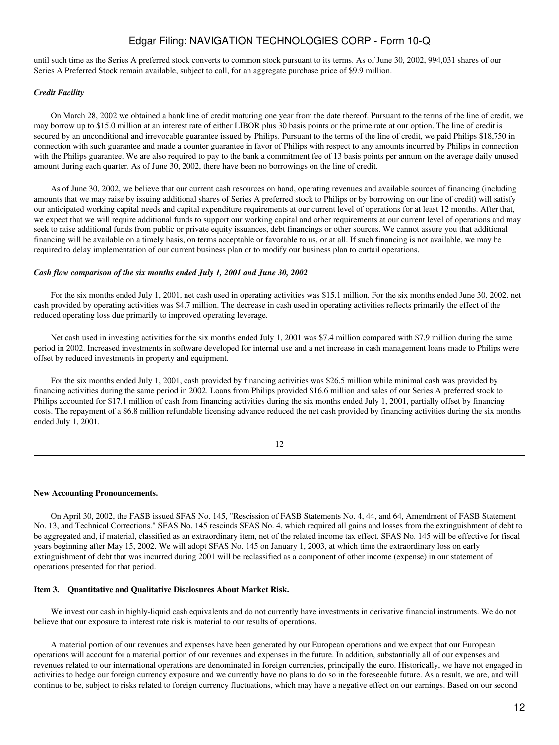until such time as the Series A preferred stock converts to common stock pursuant to its terms. As of June 30, 2002, 994,031 shares of our Series A Preferred Stock remain available, subject to call, for an aggregate purchase price of $9.9 million.

*Credit Facility*

On March 28, 2002 we obtained a bank line of credit maturing one year from the date thereof. Pursuant to the terms of the line of credit, we may borrow up to $15.0 million at an interest rate of either LIBOR plus 30 basis points or the prime rate at our option. The line of credit is secured by an unconditional and irrevocable guarantee issued by Philips. Pursuant to the terms of the line of credit, we paid Philips $18,750 in connection with such guarantee and made a counter guarantee in favor of Philips with respect to any amounts incurred by Philips in connection with the Philips guarantee. We are also required to pay to the bank a commitment fee of 13 basis points per annum on the average daily unused amount during each quarter. As of June 30, 2002, there have been no borrowings on the line of credit.

As of June 30, 2002, we believe that our current cash resources on hand, operating revenues and available sources of financing (including amounts that we may raise by issuing additional shares of Series A preferred stock to Philips or by borrowing on our line of credit) will satisfy our anticipated working capital needs and capital expenditure requirements at our current level of operations for at least 12 months. After that, we expect that we will require additional funds to support our working capital and other requirements at our current level of operations and may seek to raise additional funds from public or private equity issuances, debt financings or other sources. We cannot assure you that additional financing will be available on a timely basis, on terms acceptable or favorable to us, or at all. If such financing is not available, we may be required to delay implementation of our current business plan or to modify our business plan to curtail operations.

*Cash flow comparison of the six months ended July 1, 2001 and June 30, 2002*

For the six months ended July 1, 2001, net cash used in operating activities was $15.1 million. For the six months ended June 30, 2002, net cash provided by operating activities was $4.7 million. The decrease in cash used in operating activities reflects primarily the effect of the reduced operating loss due primarily to improved operating leverage.

Net cash used in investing activities for the six months ended July 1, 2001 was $7.4 million compared with $7.9 million during the same period in 2002. Increased investments in software developed for internal use and a net increase in cash management loans made to Philips were offset by reduced investments in property and equipment.

For the six months ended July 1, 2001, cash provided by financing activities was $26.5 million while minimal cash was provided by financing activities during the same period in 2002. Loans from Philips provided $16.6 million and sales of our Series A preferred stock to Philips accounted for $17.1 million of cash from financing activities during the six months ended July 1, 2001, partially offset by financing costs. The repayment of a $6.8 million refundable licensing advance reduced the net cash provided by financing activities during the six months ended July 1, 2001.

**New Accounting Pronouncements.**

On April 30, 2002, the FASB issued SFAS No. 145, "Rescission of FASB Statements No. 4, 44, and 64, Amendment of FASB Statement No. 13, and Technical Corrections." SFAS No. 145 rescinds SFAS No. 4, which required all gains and losses from the extinguishment of debt to be aggregated and, if material, classified as an extraordinary item, net of the related income tax effect. SFAS No. 145 will be effective for fiscal years beginning after May 15, 2002. We will adopt SFAS No. 145 on January 1, 2003, at which time the extraordinary loss on early extinguishment of debt that was incurred during 2001 will be reclassified as a component of other income (expense) in our statement of operations presented for that period.

**Item 3. Quantitative and Qualitative Disclosures About Market Risk.**

We invest our cash in highly-liquid cash equivalents and do not currently have investments in derivative financial instruments. We do not believe that our exposure to interest rate risk is material to our results of operations.

A material portion of our revenues and expenses have been generated by our European operations and we expect that our European operations will account for a material portion of our revenues and expenses in the future. In addition, substantially all of our expenses and revenues related to our international operations are denominated in foreign currencies, principally the euro. Historically, we have not engaged in activities to hedge our foreign currency exposure and we currently have no plans to do so in the foreseeable future. As a result, we are, and will continue to be, subject to risks related to foreign currency fluctuations, which may have a negative effect on our earnings. Based on our second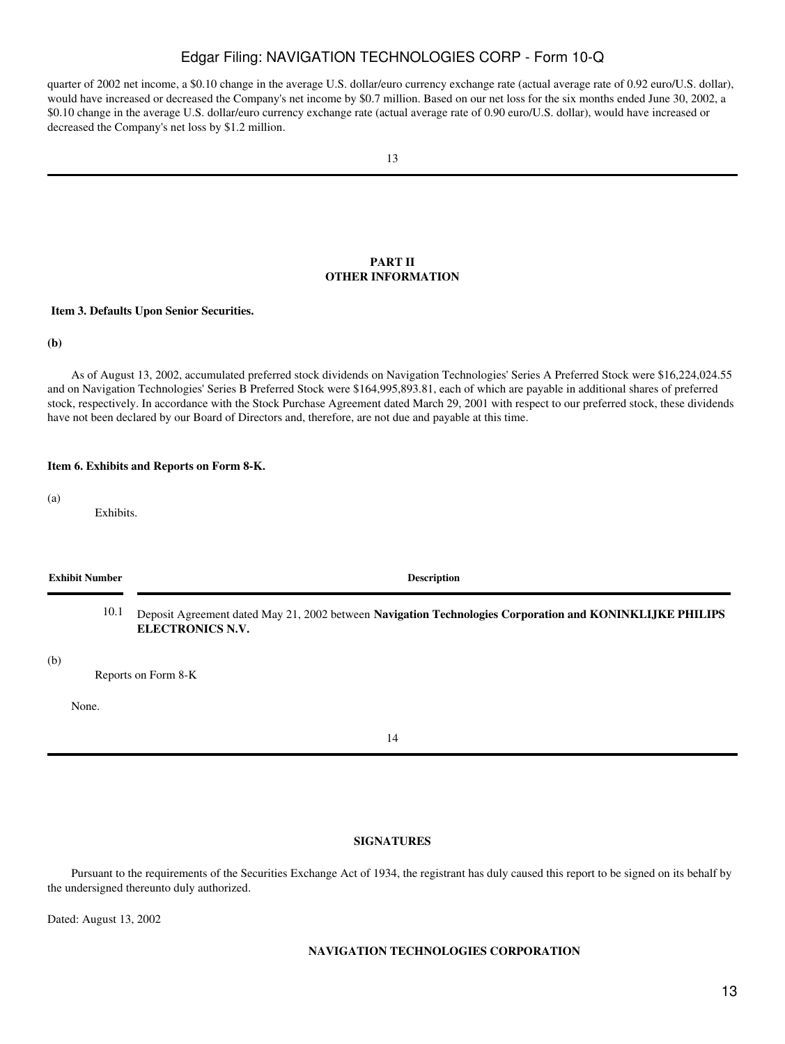quarter of 2002 net income, a $0.10 change in the average U.S. dollar/euro currency exchange rate (actual average rate of 0.92 euro/U.S. dollar), would have increased or decreased the Company's net income by $0.7 million. Based on our net loss for the six months ended June 30, 2002, a $0.10 change in the average U.S. dollar/euro currency exchange rate (actual average rate of 0.90 euro/U.S. dollar), would have increased or decreased the Company's net loss by $1.2 million.

## PART II
## OTHER INFORMATION

**Item 3. Defaults Upon Senior Securities.**

**(b)**

As of August 13, 2002, accumulated preferred stock dividends on Navigation Technologies' Series A Preferred Stock were $16,224,024.55 and on Navigation Technologies' Series B Preferred Stock were $164,995,893.81, each of which are payable in additional shares of preferred stock, respectively. In accordance with the Stock Purchase Agreement dated March 29, 2001 with respect to our preferred stock, these dividends have not been declared by our Board of Directors and, therefore, are not due and payable at this time.

**Item 6. Exhibits and Reports on Form 8-K.**

(a)

Exhibits.

| Exhibit Number | Description |
| --- | --- |
| 10.1 | Deposit Agreement dated May 21, 2002 between **Navigation Technologies Corporation and KONINKLIJKE PHILIPS ELECTRONICS N.V.** |

(b)

Reports on Form 8-K

None.

## SIGNATURES

Pursuant to the requirements of the Securities Exchange Act of 1934, the registrant has duly caused this report to be signed on its behalf by the undersigned thereunto duly authorized.

Dated: August 13, 2002

**NAVIGATION TECHNOLOGIES CORPORATION**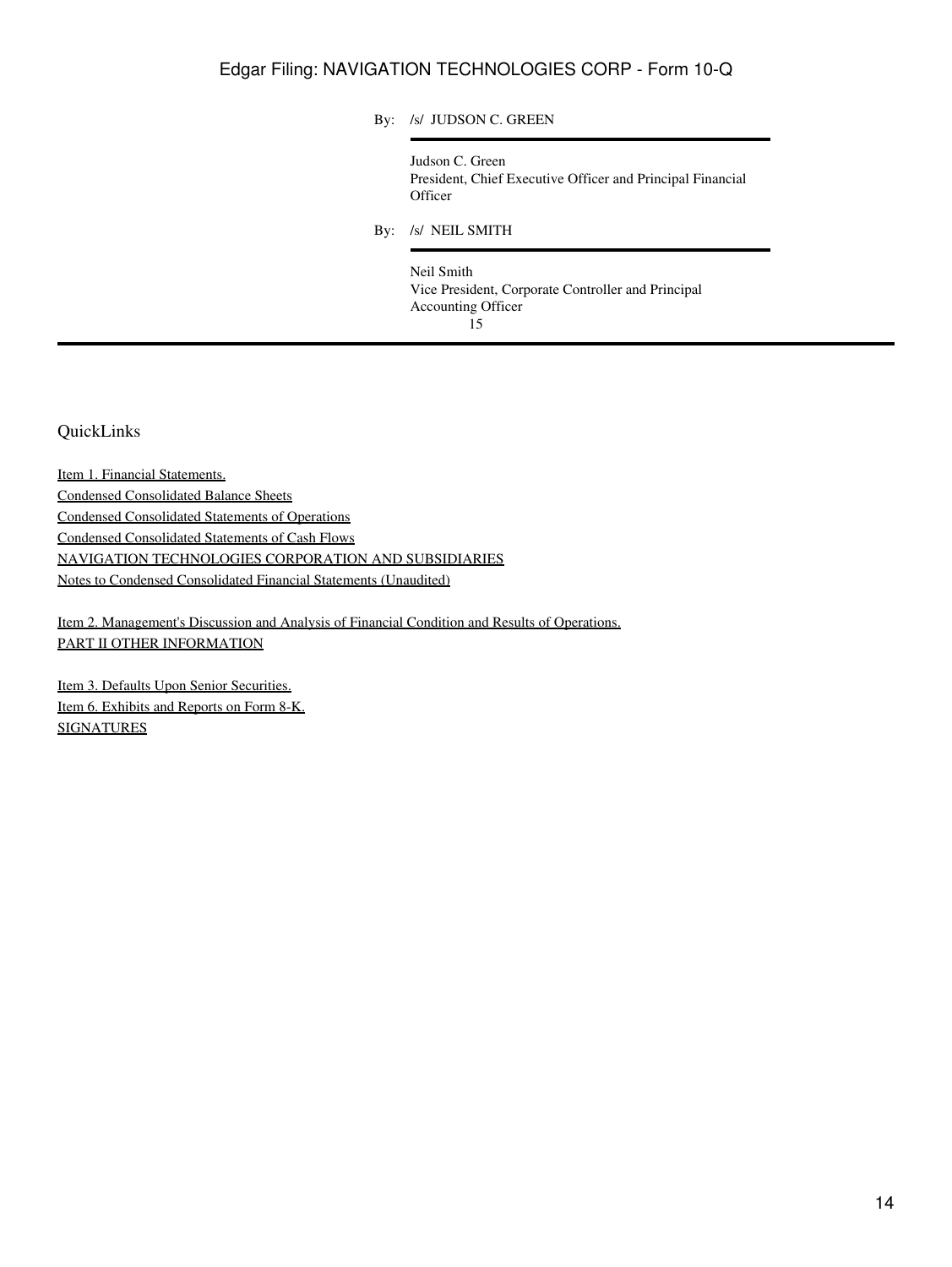By: /s/ JUDSON C. GREEN

Judson C. Green
President, Chief Executive Officer and Principal Financial Officer

By: /s/ NEIL SMITH

Neil Smith
Vice President, Corporate Controller and Principal Accounting Officer

QuickLinks

Item 1. Financial Statements.
Condensed Consolidated Balance Sheets
Condensed Consolidated Statements of Operations
Condensed Consolidated Statements of Cash Flows
NAVIGATION TECHNOLOGIES CORPORATION AND SUBSIDIARIES
Notes to Condensed Consolidated Financial Statements (Unaudited)

Item 2. Management's Discussion and Analysis of Financial Condition and Results of Operations.
PART II OTHER INFORMATION

Item 3. Defaults Upon Senior Securities.
Item 6. Exhibits and Reports on Form 8-K.
SIGNATURES